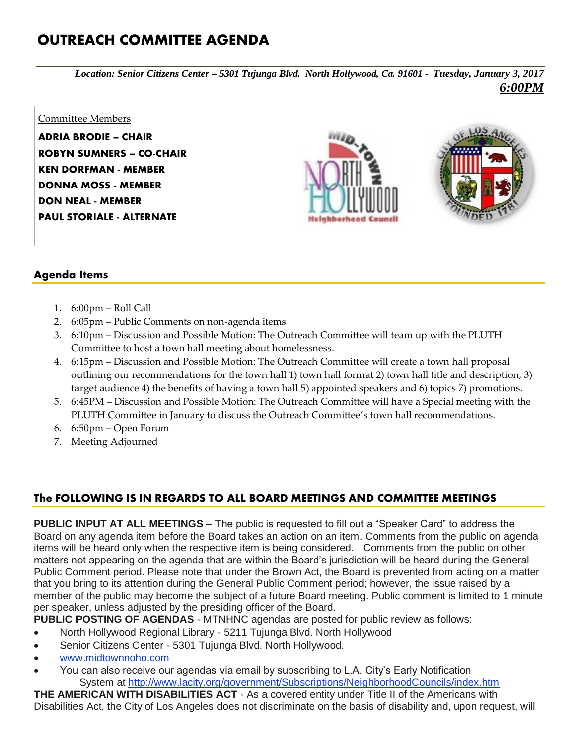# OUTREACH COMMITTEE AGENDA

*Location: Senior Citizens Center – 5301 Tujunga Blvd. North Hollywood, Ca. 91601 - Tuesday, January 3, 2017*
***6:00PM***

Committee Members

**ADRIA BRODIE – CHAIR**
**ROBYN SUMNERS – CO-CHAIR**
**KEN DORFMAN - MEMBER**
**DONNA MOSS - MEMBER**
**DON NEAL - MEMBER**
**PAUL STORIALE - ALTERNATE**

## Agenda Items

1. 6:00pm – Roll Call
2. 6:05pm – Public Comments on non-agenda items
3. 6:10pm – Discussion and Possible Motion: The Outreach Committee will team up with the PLUTH Committee to host a town hall meeting about homelessness.
4. 6:15pm – Discussion and Possible Motion: The Outreach Committee will create a town hall proposal outlining our recommendations for the town hall 1) town hall format 2) town hall title and description, 3) target audience 4) the benefits of having a town hall 5) appointed speakers and 6) topics 7) promotions.
5. 6:45PM – Discussion and Possible Motion: The Outreach Committee will have a Special meeting with the PLUTH Committee in January to discuss the Outreach Committee's town hall recommendations.
6. 6:50pm – Open Forum
7. Meeting Adjourned

## The FOLLOWING IS IN REGARDS TO ALL BOARD MEETINGS AND COMMITTEE MEETINGS

**PUBLIC INPUT AT ALL MEETINGS** – The public is requested to fill out a "Speaker Card" to address the Board on any agenda item before the Board takes an action on an item. Comments from the public on agenda items will be heard only when the respective item is being considered. Comments from the public on other matters not appearing on the agenda that are within the Board's jurisdiction will be heard during the General Public Comment period. Please note that under the Brown Act, the Board is prevented from acting on a matter that you bring to its attention during the General Public Comment period; however, the issue raised by a member of the public may become the subject of a future Board meeting. Public comment is limited to 1 minute per speaker, unless adjusted by the presiding officer of the Board.

**PUBLIC POSTING OF AGENDAS** - MTNHNC agendas are posted for public review as follows:

- North Hollywood Regional Library - 5211 Tujunga Blvd. North Hollywood
- Senior Citizens Center - 5301 Tujunga Blvd. North Hollywood.
- www.midtownnoho.com
- You can also receive our agendas via email by subscribing to L.A. City's Early Notification System at http://www.lacity.org/government/Subscriptions/NeighborhoodCouncils/index.htm

**THE AMERICAN WITH DISABILITIES ACT** - As a covered entity under Title II of the Americans with Disabilities Act, the City of Los Angeles does not discriminate on the basis of disability and, upon request, will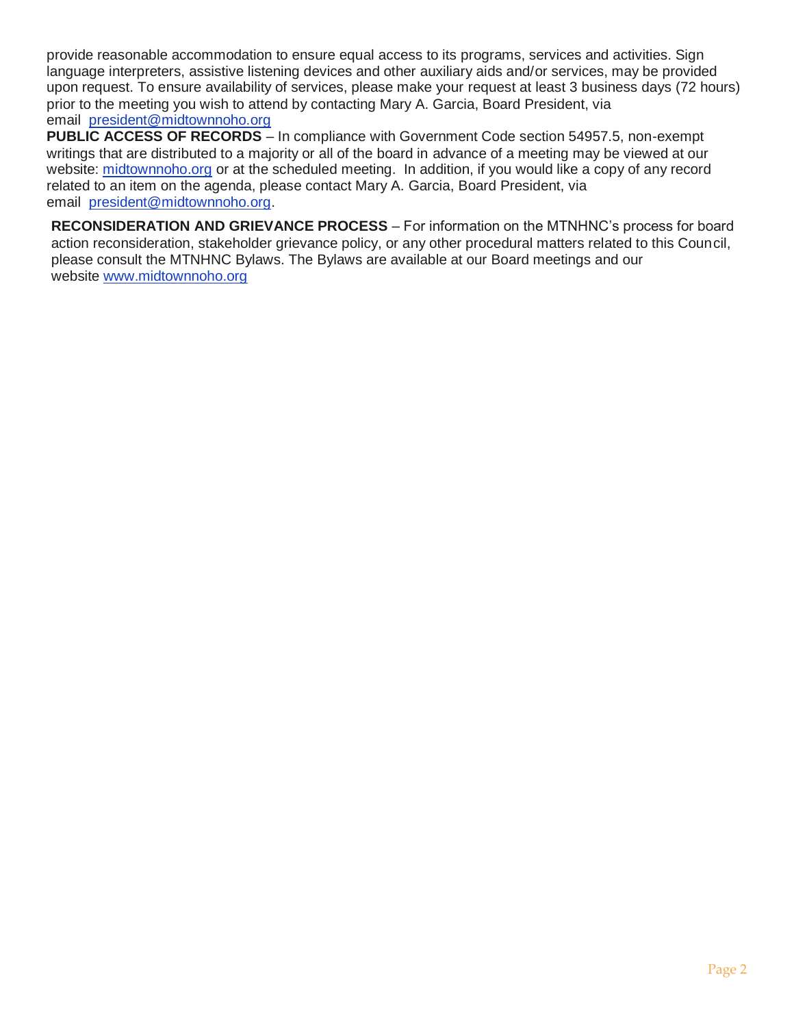provide reasonable accommodation to ensure equal access to its programs, services and activities. Sign language interpreters, assistive listening devices and other auxiliary aids and/or services, may be provided upon request. To ensure availability of services, please make your request at least 3 business days (72 hours) prior to the meeting you wish to attend by contacting Mary A. Garcia, Board President, via email president@midtownnoho.org

**PUBLIC ACCESS OF RECORDS** – In compliance with Government Code section 54957.5, non-exempt writings that are distributed to a majority or all of the board in advance of a meeting may be viewed at our website: midtownnoho.org or at the scheduled meeting. In addition, if you would like a copy of any record related to an item on the agenda, please contact Mary A. Garcia, Board President, via email president@midtownnoho.org.

**RECONSIDERATION AND GRIEVANCE PROCESS** – For information on the MTNHNC's process for board action reconsideration, stakeholder grievance policy, or any other procedural matters related to this Council, please consult the MTNHNC Bylaws. The Bylaws are available at our Board meetings and our website www.midtownnoho.org